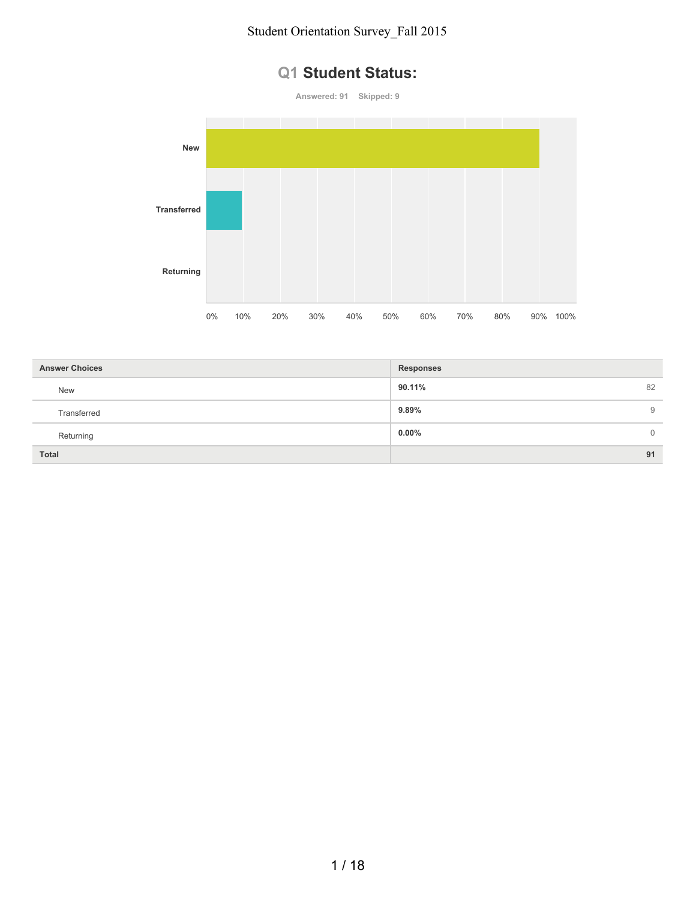# Q1 Student Status:

**Answered: 91 Skipped: 9**

| Answer Choices | Responses | |
|---|---|---|
| New | **90.11%** | 82 |
| Transferred | **9.89%** | 9 |
| Returning | **0.00%** | 0 |
| **Total** | | **91** |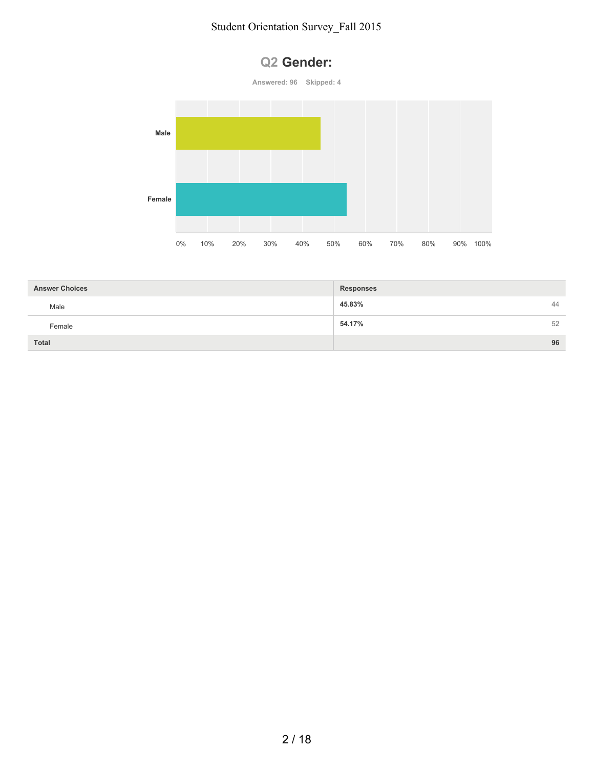## Q2 Gender:

Answered: 96 Skipped: 4

| Answer Choices | Responses | |
|---|---|---|
| Male | 45.83% | 44 |
| Female | 54.17% | 52 |
| Total | | 96 |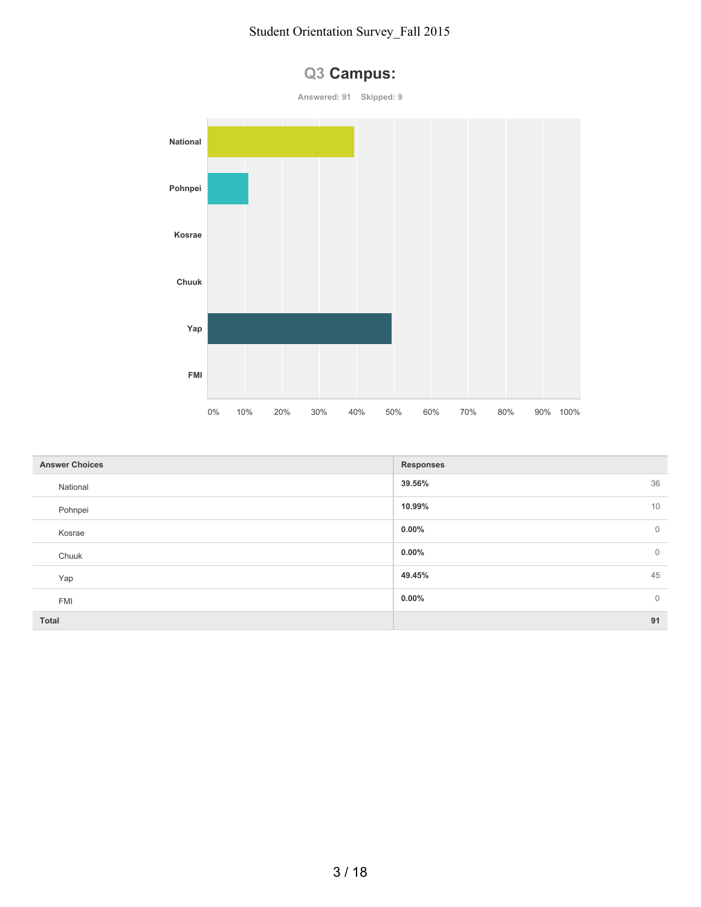# Q3 Campus:

Answered: 91 Skipped: 9

| Answer Choices | Responses | |
|---|---|---|
| National | 39.56% | 36 |
| Pohnpei | 10.99% | 10 |
| Kosrae | 0.00% | 0 |
| Chuuk | 0.00% | 0 |
| Yap | 49.45% | 45 |
| FMI | 0.00% | 0 |
| **Total** | | **91** |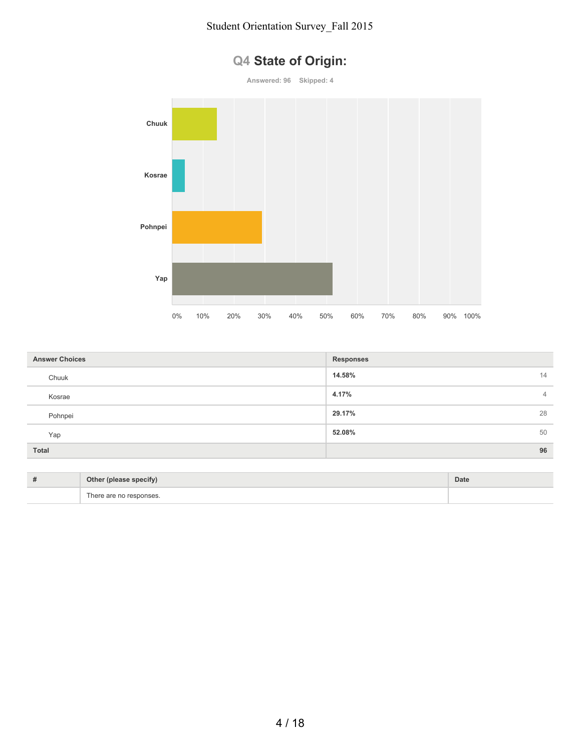## Q4 State of Origin:

Answered: 96 Skipped: 4

| Answer Choices | Responses | |
|---|---|---|
| Chuuk | 14.58% | 14 |
| Kosrae | 4.17% | 4 |
| Pohnpei | 29.17% | 28 |
| Yap | 52.08% | 50 |
| **Total** | | **96** |

| # | Other (please specify) | Date |
|---|---|---|
| | There are no responses. | |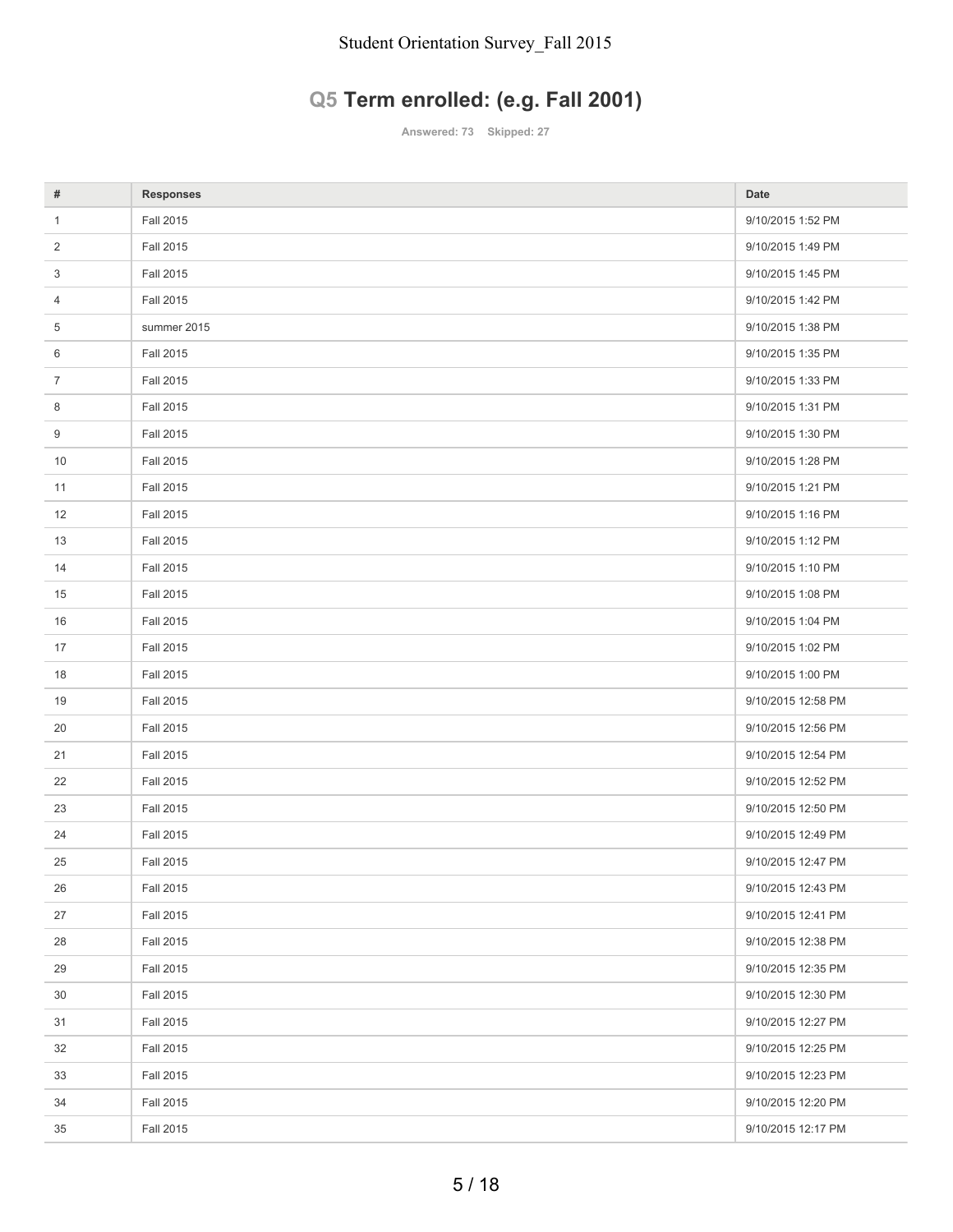## Q5 Term enrolled: (e.g. Fall 2001)

**Answered: 73 Skipped: 27**

| # | Responses | Date |
|---|---|---|
| 1 | Fall 2015 | 9/10/2015 1:52 PM |
| 2 | Fall 2015 | 9/10/2015 1:49 PM |
| 3 | Fall 2015 | 9/10/2015 1:45 PM |
| 4 | Fall 2015 | 9/10/2015 1:42 PM |
| 5 | summer 2015 | 9/10/2015 1:38 PM |
| 6 | Fall 2015 | 9/10/2015 1:35 PM |
| 7 | Fall 2015 | 9/10/2015 1:33 PM |
| 8 | Fall 2015 | 9/10/2015 1:31 PM |
| 9 | Fall 2015 | 9/10/2015 1:30 PM |
| 10 | Fall 2015 | 9/10/2015 1:28 PM |
| 11 | Fall 2015 | 9/10/2015 1:21 PM |
| 12 | Fall 2015 | 9/10/2015 1:16 PM |
| 13 | Fall 2015 | 9/10/2015 1:12 PM |
| 14 | Fall 2015 | 9/10/2015 1:10 PM |
| 15 | Fall 2015 | 9/10/2015 1:08 PM |
| 16 | Fall 2015 | 9/10/2015 1:04 PM |
| 17 | Fall 2015 | 9/10/2015 1:02 PM |
| 18 | Fall 2015 | 9/10/2015 1:00 PM |
| 19 | Fall 2015 | 9/10/2015 12:58 PM |
| 20 | Fall 2015 | 9/10/2015 12:56 PM |
| 21 | Fall 2015 | 9/10/2015 12:54 PM |
| 22 | Fall 2015 | 9/10/2015 12:52 PM |
| 23 | Fall 2015 | 9/10/2015 12:50 PM |
| 24 | Fall 2015 | 9/10/2015 12:49 PM |
| 25 | Fall 2015 | 9/10/2015 12:47 PM |
| 26 | Fall 2015 | 9/10/2015 12:43 PM |
| 27 | Fall 2015 | 9/10/2015 12:41 PM |
| 28 | Fall 2015 | 9/10/2015 12:38 PM |
| 29 | Fall 2015 | 9/10/2015 12:35 PM |
| 30 | Fall 2015 | 9/10/2015 12:30 PM |
| 31 | Fall 2015 | 9/10/2015 12:27 PM |
| 32 | Fall 2015 | 9/10/2015 12:25 PM |
| 33 | Fall 2015 | 9/10/2015 12:23 PM |
| 34 | Fall 2015 | 9/10/2015 12:20 PM |
| 35 | Fall 2015 | 9/10/2015 12:17 PM |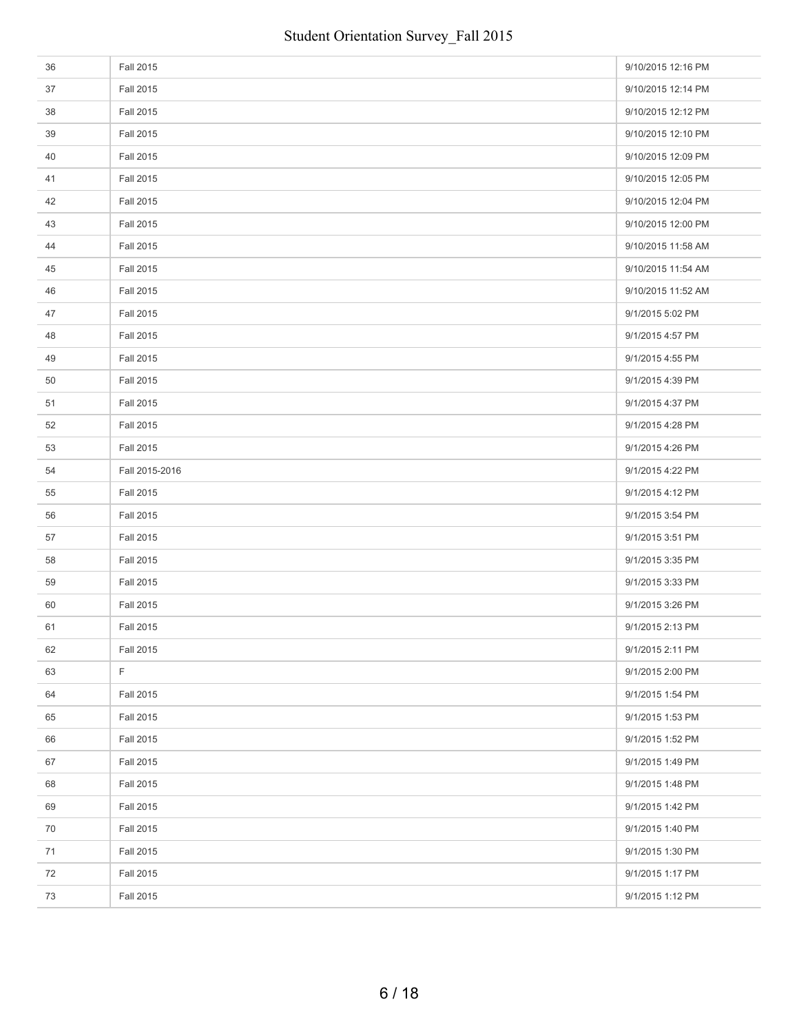| | | |
|---|---|---|
| 36 | Fall 2015 | 9/10/2015 12:16 PM |
| 37 | Fall 2015 | 9/10/2015 12:14 PM |
| 38 | Fall 2015 | 9/10/2015 12:12 PM |
| 39 | Fall 2015 | 9/10/2015 12:10 PM |
| 40 | Fall 2015 | 9/10/2015 12:09 PM |
| 41 | Fall 2015 | 9/10/2015 12:05 PM |
| 42 | Fall 2015 | 9/10/2015 12:04 PM |
| 43 | Fall 2015 | 9/10/2015 12:00 PM |
| 44 | Fall 2015 | 9/10/2015 11:58 AM |
| 45 | Fall 2015 | 9/10/2015 11:54 AM |
| 46 | Fall 2015 | 9/10/2015 11:52 AM |
| 47 | Fall 2015 | 9/1/2015 5:02 PM |
| 48 | Fall 2015 | 9/1/2015 4:57 PM |
| 49 | Fall 2015 | 9/1/2015 4:55 PM |
| 50 | Fall 2015 | 9/1/2015 4:39 PM |
| 51 | Fall 2015 | 9/1/2015 4:37 PM |
| 52 | Fall 2015 | 9/1/2015 4:28 PM |
| 53 | Fall 2015 | 9/1/2015 4:26 PM |
| 54 | Fall 2015-2016 | 9/1/2015 4:22 PM |
| 55 | Fall 2015 | 9/1/2015 4:12 PM |
| 56 | Fall 2015 | 9/1/2015 3:54 PM |
| 57 | Fall 2015 | 9/1/2015 3:51 PM |
| 58 | Fall 2015 | 9/1/2015 3:35 PM |
| 59 | Fall 2015 | 9/1/2015 3:33 PM |
| 60 | Fall 2015 | 9/1/2015 3:26 PM |
| 61 | Fall 2015 | 9/1/2015 2:13 PM |
| 62 | Fall 2015 | 9/1/2015 2:11 PM |
| 63 | F | 9/1/2015 2:00 PM |
| 64 | Fall 2015 | 9/1/2015 1:54 PM |
| 65 | Fall 2015 | 9/1/2015 1:53 PM |
| 66 | Fall 2015 | 9/1/2015 1:52 PM |
| 67 | Fall 2015 | 9/1/2015 1:49 PM |
| 68 | Fall 2015 | 9/1/2015 1:48 PM |
| 69 | Fall 2015 | 9/1/2015 1:42 PM |
| 70 | Fall 2015 | 9/1/2015 1:40 PM |
| 71 | Fall 2015 | 9/1/2015 1:30 PM |
| 72 | Fall 2015 | 9/1/2015 1:17 PM |
| 73 | Fall 2015 | 9/1/2015 1:12 PM |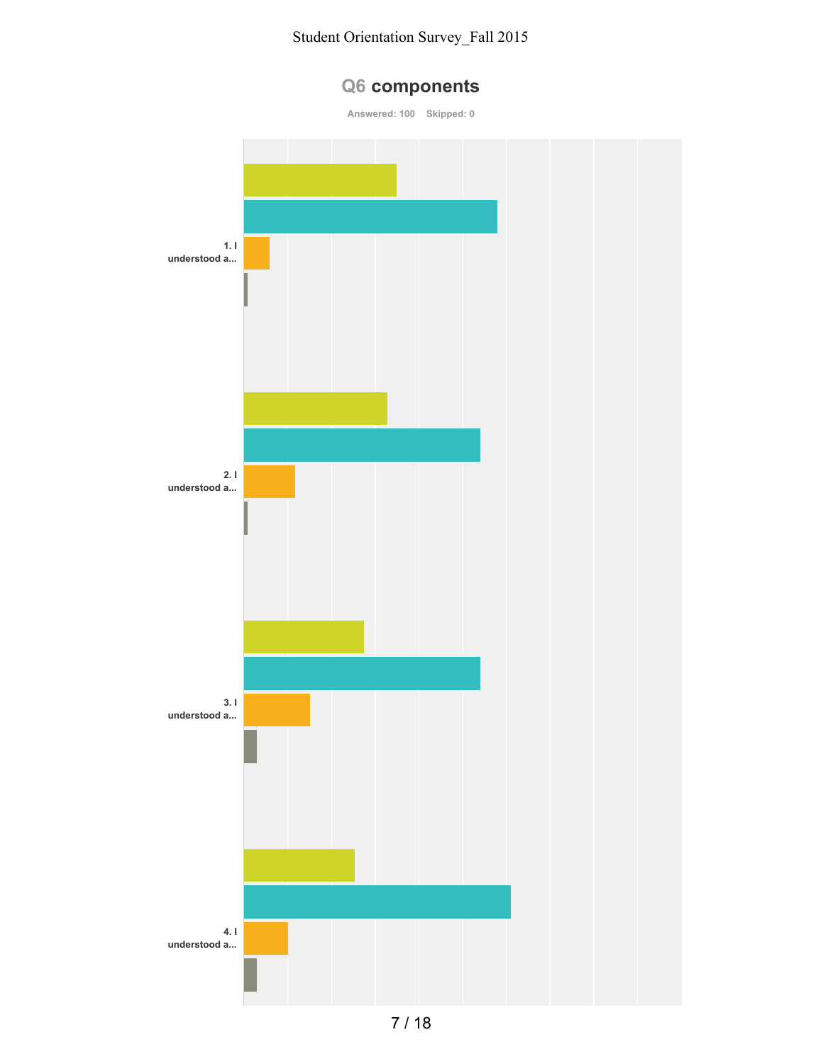# Q6 components

Answered: 100 Skipped: 0

1. I understood a...

2. I understood a...

3. I understood a...

4. I understood a...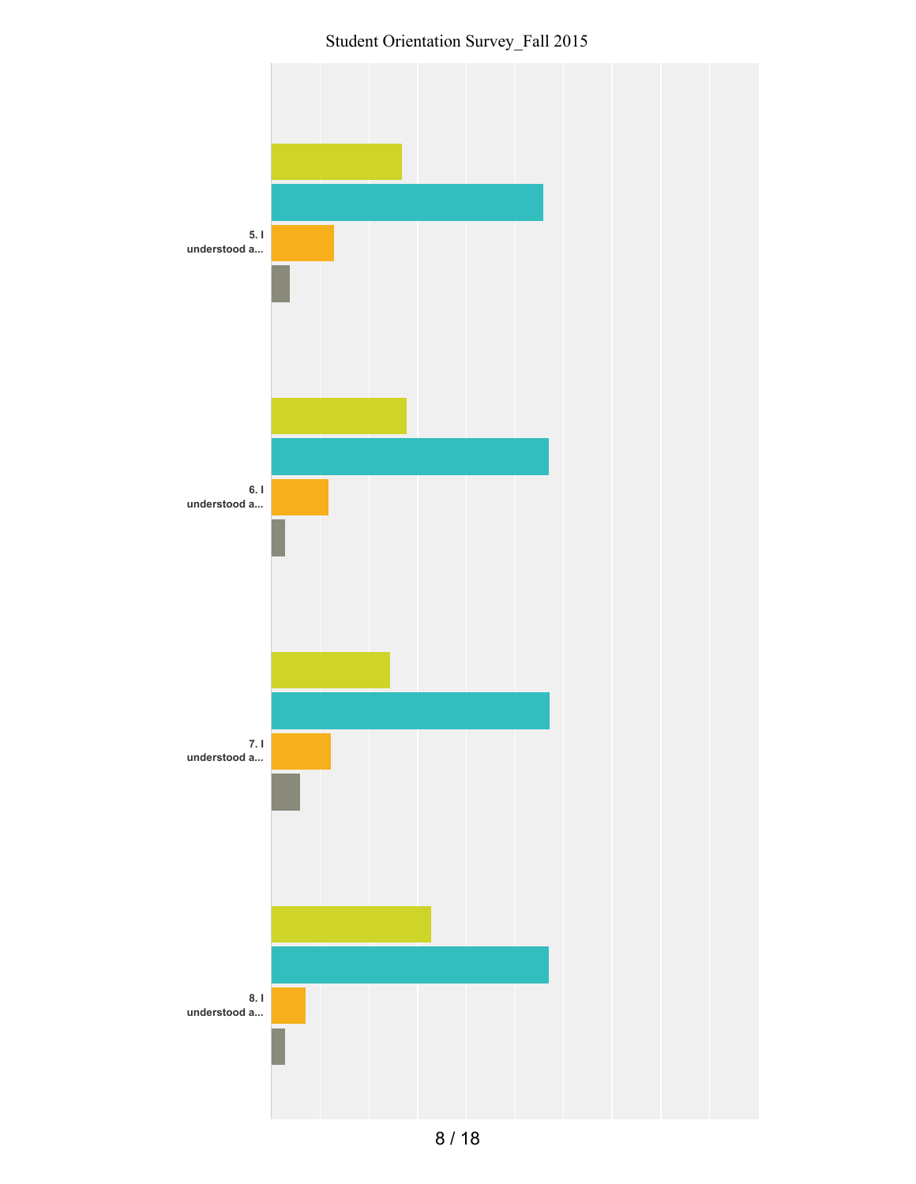5. I understood a...

6. I understood a...

7. I understood a...

8. I understood a...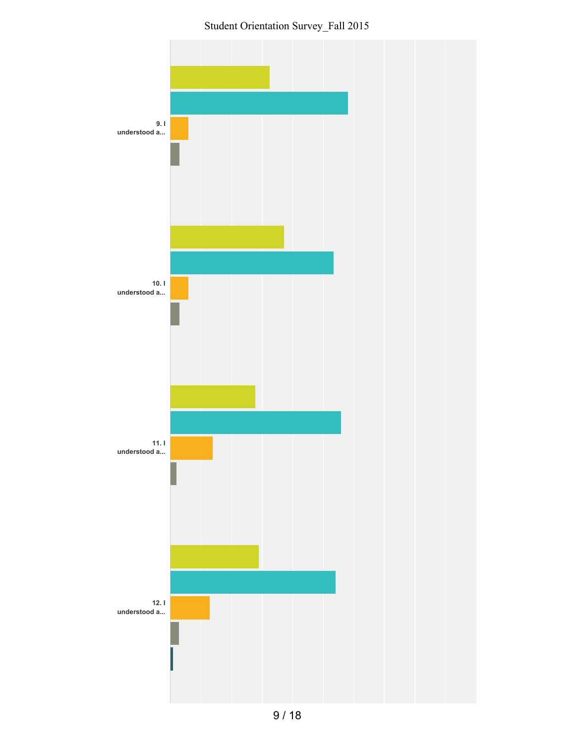Student Orientation Survey_Fall 2015

9. I understood a...

10. I understood a...

11. I understood a...

12. I understood a...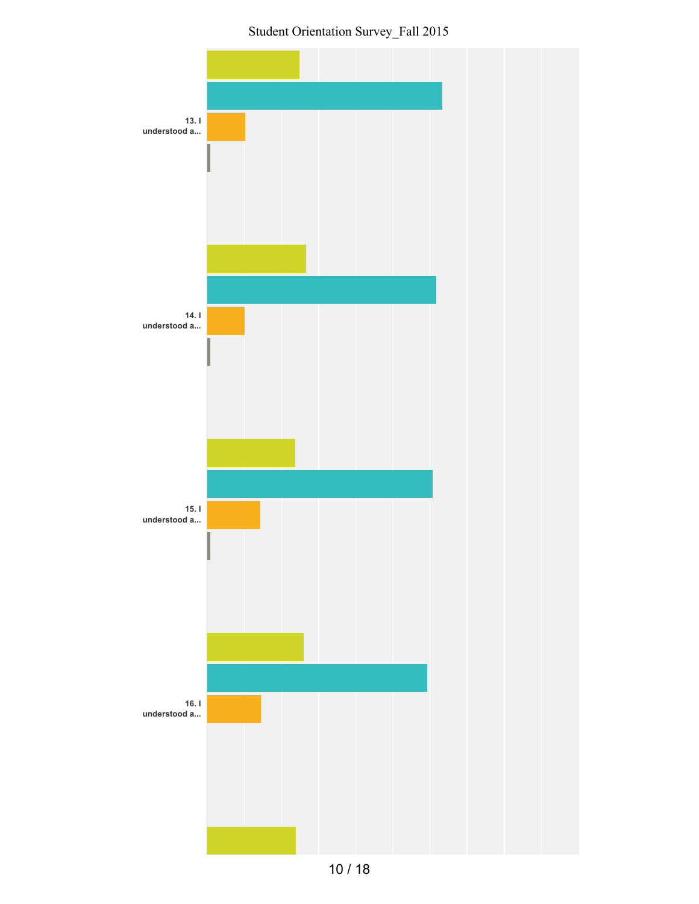13. I understood a...

14. I understood a...

15. I understood a...

16. I understood a...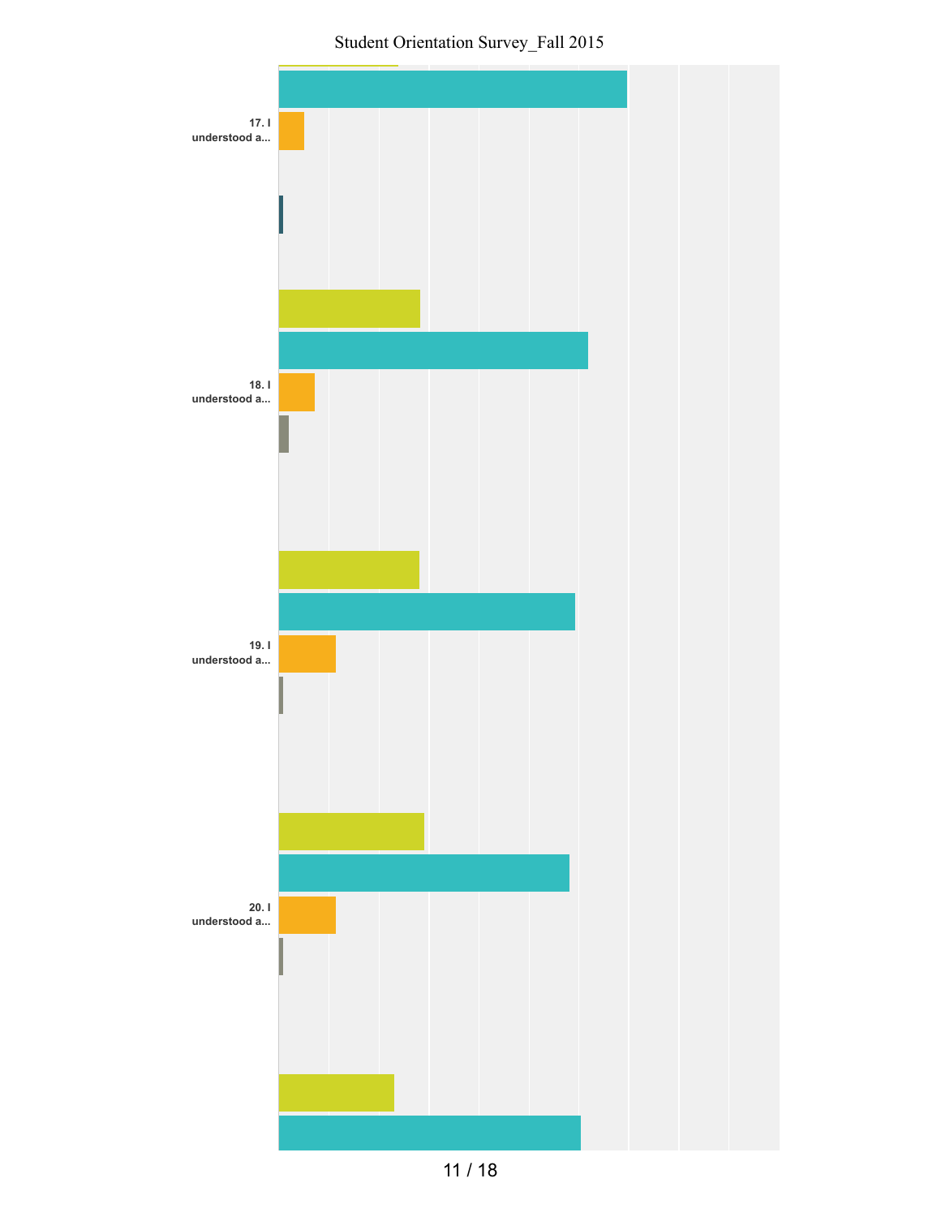17. I understood a...

18. I understood a...

19. I understood a...

20. I understood a...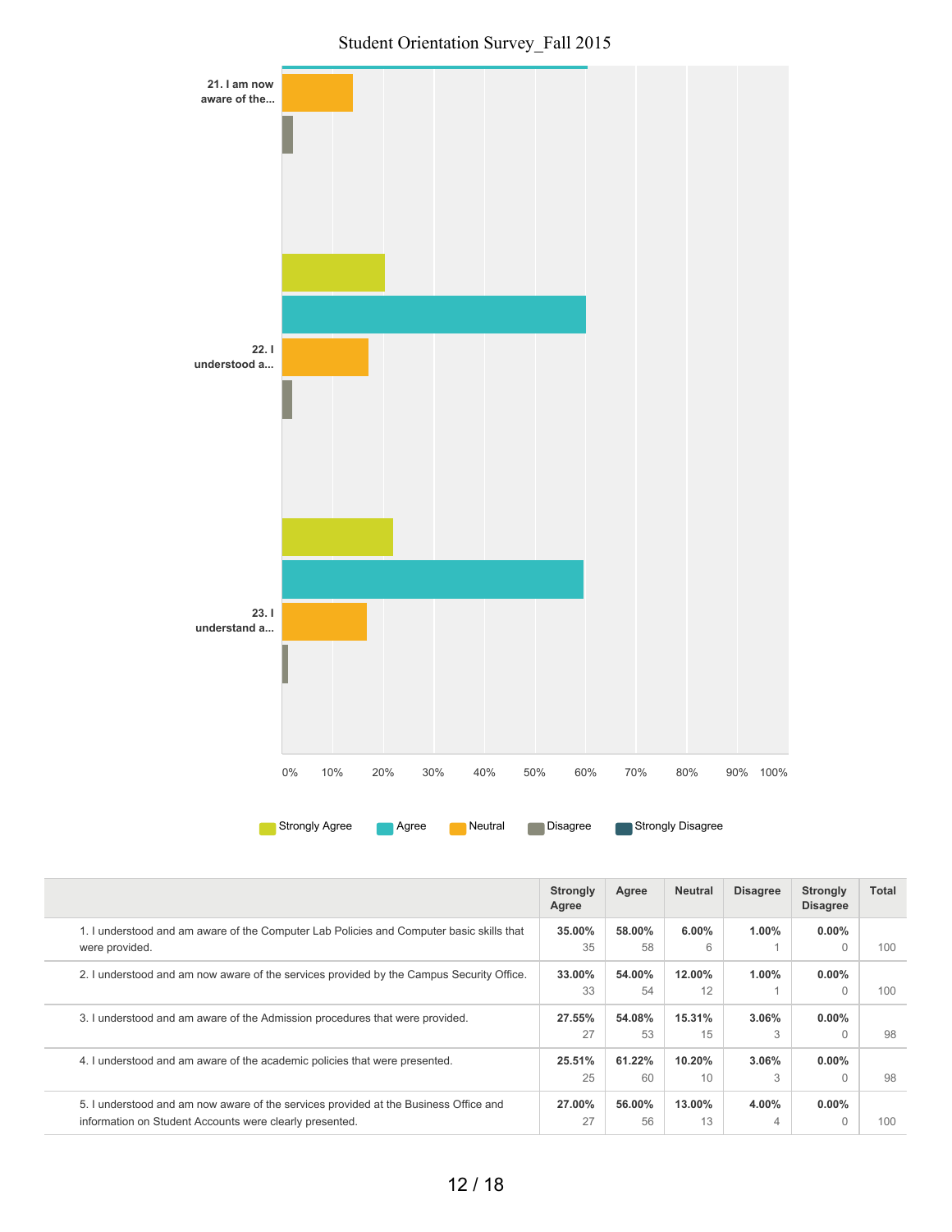Student Orientation Survey_Fall 2015

21. I am now aware of the...

22. I understood a...

23. I understand a...

0% 10% 20% 30% 40% 50% 60% 70% 80% 90% 100%

Strongly Agree | Agree | Neutral | Disagree | Strongly Disagree

| | Strongly Agree | Agree | Neutral | Disagree | Strongly Disagree | Total |
|---|---|---|---|---|---|---|
| 1. I understood and am aware of the Computer Lab Policies and Computer basic skills that were provided. | **35.00%** 35 | **58.00%** 58 | **6.00%** 6 | **1.00%** 1 | **0.00%** 0 | 100 |
| 2. I understood and am now aware of the services provided by the Campus Security Office. | **33.00%** 33 | **54.00%** 54 | **12.00%** 12 | **1.00%** 1 | **0.00%** 0 | 100 |
| 3. I understood and am aware of the Admission procedures that were provided. | **27.55%** 27 | **54.08%** 53 | **15.31%** 15 | **3.06%** 3 | **0.00%** 0 | 98 |
| 4. I understood and am aware of the academic policies that were presented. | **25.51%** 25 | **61.22%** 60 | **10.20%** 10 | **3.06%** 3 | **0.00%** 0 | 98 |
| 5. I understood and am now aware of the services provided at the Business Office and information on Student Accounts were clearly presented. | **27.00%** 27 | **56.00%** 56 | **13.00%** 13 | **4.00%** 4 | **0.00%** 0 | 100 |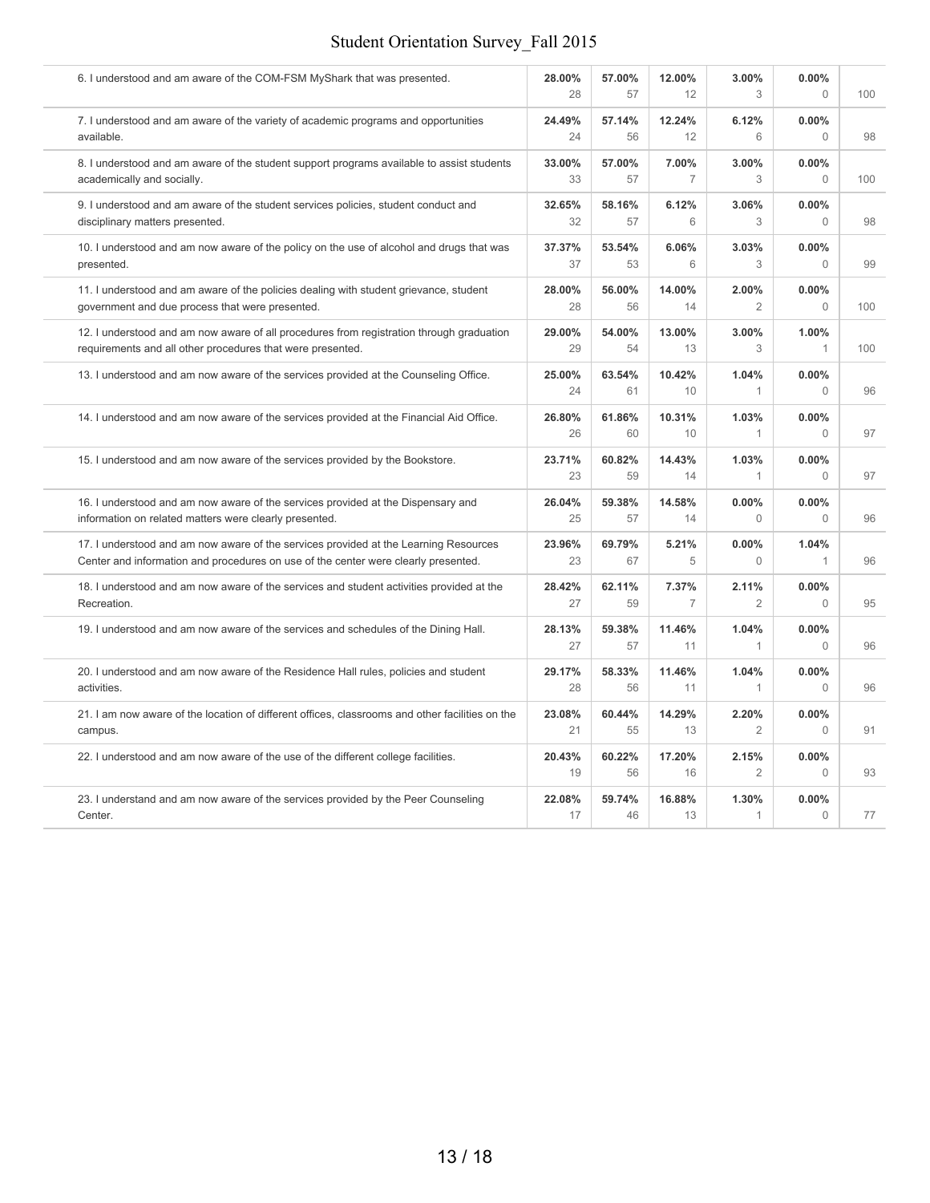| | | | | | | |
|---|---|---|---|---|---|---|
| 6. I understood and am aware of the COM-FSM MyShark that was presented. | **28.00%** 28 | **57.00%** 57 | **12.00%** 12 | **3.00%** 3 | **0.00%** 0 | 100 |
| 7. I understood and am aware of the variety of academic programs and opportunities available. | **24.49%** 24 | **57.14%** 56 | **12.24%** 12 | **6.12%** 6 | **0.00%** 0 | 98 |
| 8. I understood and am aware of the student support programs available to assist students academically and socially. | **33.00%** 33 | **57.00%** 57 | **7.00%** 7 | **3.00%** 3 | **0.00%** 0 | 100 |
| 9. I understood and am aware of the student services policies, student conduct and disciplinary matters presented. | **32.65%** 32 | **58.16%** 57 | **6.12%** 6 | **3.06%** 3 | **0.00%** 0 | 98 |
| 10. I understood and am now aware of the policy on the use of alcohol and drugs that was presented. | **37.37%** 37 | **53.54%** 53 | **6.06%** 6 | **3.03%** 3 | **0.00%** 0 | 99 |
| 11. I understood and am aware of the policies dealing with student grievance, student government and due process that were presented. | **28.00%** 28 | **56.00%** 56 | **14.00%** 14 | **2.00%** 2 | **0.00%** 0 | 100 |
| 12. I understood and am now aware of all procedures from registration through graduation requirements and all other procedures that were presented. | **29.00%** 29 | **54.00%** 54 | **13.00%** 13 | **3.00%** 3 | **1.00%** 1 | 100 |
| 13. I understood and am now aware of the services provided at the Counseling Office. | **25.00%** 24 | **63.54%** 61 | **10.42%** 10 | **1.04%** 1 | **0.00%** 0 | 96 |
| 14. I understood and am now aware of the services provided at the Financial Aid Office. | **26.80%** 26 | **61.86%** 60 | **10.31%** 10 | **1.03%** 1 | **0.00%** 0 | 97 |
| 15. I understood and am now aware of the services provided by the Bookstore. | **23.71%** 23 | **60.82%** 59 | **14.43%** 14 | **1.03%** 1 | **0.00%** 0 | 97 |
| 16. I understood and am now aware of the services provided at the Dispensary and information on related matters were clearly presented. | **26.04%** 25 | **59.38%** 57 | **14.58%** 14 | **0.00%** 0 | **0.00%** 0 | 96 |
| 17. I understood and am now aware of the services provided at the Learning Resources Center and information and procedures on use of the center were clearly presented. | **23.96%** 23 | **69.79%** 67 | **5.21%** 5 | **0.00%** 0 | **1.04%** 1 | 96 |
| 18. I understood and am now aware of the services and student activities provided at the Recreation. | **28.42%** 27 | **62.11%** 59 | **7.37%** 7 | **2.11%** 2 | **0.00%** 0 | 95 |
| 19. I understood and am now aware of the services and schedules of the Dining Hall. | **28.13%** 27 | **59.38%** 57 | **11.46%** 11 | **1.04%** 1 | **0.00%** 0 | 96 |
| 20. I understood and am now aware of the Residence Hall rules, policies and student activities. | **29.17%** 28 | **58.33%** 56 | **11.46%** 11 | **1.04%** 1 | **0.00%** 0 | 96 |
| 21. I am now aware of the location of different offices, classrooms and other facilities on the campus. | **23.08%** 21 | **60.44%** 55 | **14.29%** 13 | **2.20%** 2 | **0.00%** 0 | 91 |
| 22. I understood and am now aware of the use of the different college facilities. | **20.43%** 19 | **60.22%** 56 | **17.20%** 16 | **2.15%** 2 | **0.00%** 0 | 93 |
| 23. I understand and am now aware of the services provided by the Peer Counseling Center. | **22.08%** 17 | **59.74%** 46 | **16.88%** 13 | **1.30%** 1 | **0.00%** 0 | 77 |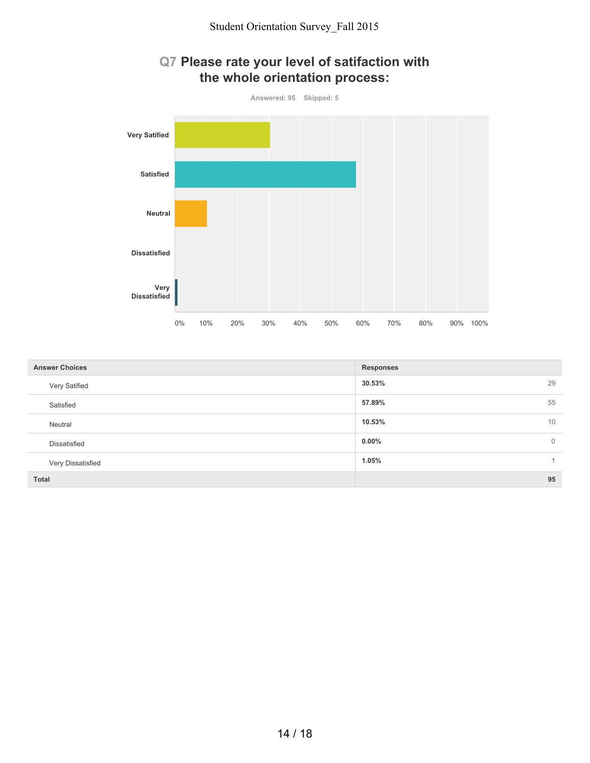## Q7 Please rate your level of satifaction with the whole orientation process:

Answered: 95 Skipped: 5

| Answer Choices | Responses | |
|---|---|---|
| Very Satified | 30.53% | 29 |
| Satisfied | 57.89% | 55 |
| Neutral | 10.53% | 10 |
| Dissatisfied | 0.00% | 0 |
| Very Dissatisfied | 1.05% | 1 |
| **Total** | | **95** |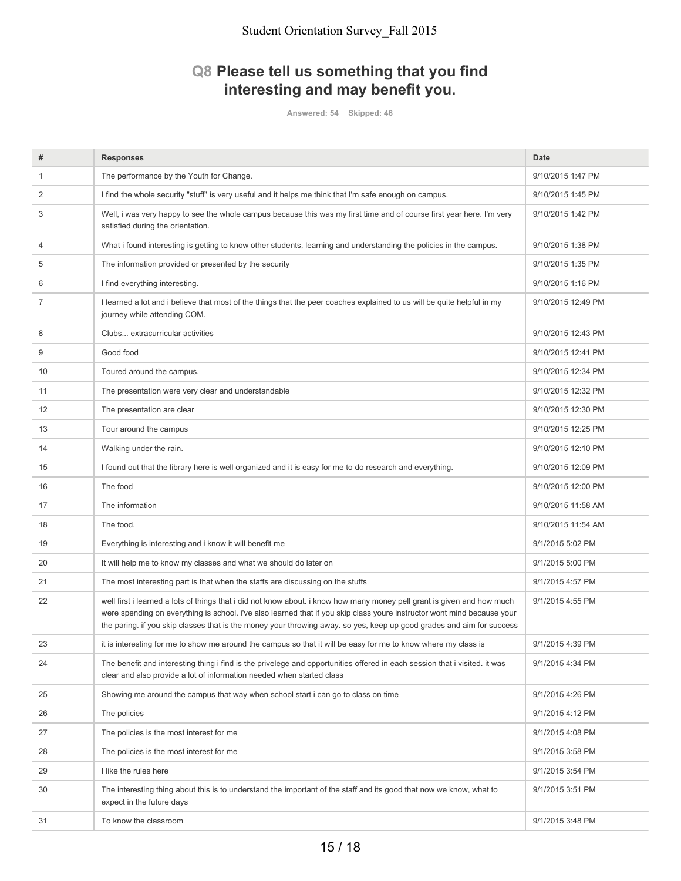## Q8 Please tell us something that you find interesting and may benefit you.

Answered: 54 Skipped: 46

| # | Responses | Date |
|---|---|---|
| 1 | The performance by the Youth for Change. | 9/10/2015 1:47 PM |
| 2 | I find the whole security "stuff" is very useful and it helps me think that I'm safe enough on campus. | 9/10/2015 1:45 PM |
| 3 | Well, i was very happy to see the whole campus because this was my first time and of course first year here. I'm very satisfied during the orientation. | 9/10/2015 1:42 PM |
| 4 | What i found interesting is getting to know other students, learning and understanding the policies in the campus. | 9/10/2015 1:38 PM |
| 5 | The information provided or presented by the security | 9/10/2015 1:35 PM |
| 6 | I find everything interesting. | 9/10/2015 1:16 PM |
| 7 | I learned a lot and i believe that most of the things that the peer coaches explained to us will be quite helpful in my journey while attending COM. | 9/10/2015 12:49 PM |
| 8 | Clubs... extracurricular activities | 9/10/2015 12:43 PM |
| 9 | Good food | 9/10/2015 12:41 PM |
| 10 | Toured around the campus. | 9/10/2015 12:34 PM |
| 11 | The presentation were very clear and understandable | 9/10/2015 12:32 PM |
| 12 | The presentation are clear | 9/10/2015 12:30 PM |
| 13 | Tour around the campus | 9/10/2015 12:25 PM |
| 14 | Walking under the rain. | 9/10/2015 12:10 PM |
| 15 | I found out that the library here is well organized and it is easy for me to do research and everything. | 9/10/2015 12:09 PM |
| 16 | The food | 9/10/2015 12:00 PM |
| 17 | The information | 9/10/2015 11:58 AM |
| 18 | The food. | 9/10/2015 11:54 AM |
| 19 | Everything is interesting and i know it will benefit me | 9/1/2015 5:02 PM |
| 20 | It will help me to know my classes and what we should do later on | 9/1/2015 5:00 PM |
| 21 | The most interesting part is that when the staffs are discussing on the stuffs | 9/1/2015 4:57 PM |
| 22 | well first i learned a lots of things that i did not know about. i know how many money pell grant is given and how much were spending on everything is school. i've also learned that if you skip class youre instructor wont mind because your the paring. if you skip classes that is the money your throwing away. so yes, keep up good grades and aim for success | 9/1/2015 4:55 PM |
| 23 | it is interesting for me to show me around the campus so that it will be easy for me to know where my class is | 9/1/2015 4:39 PM |
| 24 | The benefit and interesting thing i find is the privelege and opportunities offered in each session that i visited. it was clear and also provide a lot of information needed when started class | 9/1/2015 4:34 PM |
| 25 | Showing me around the campus that way when school start i can go to class on time | 9/1/2015 4:26 PM |
| 26 | The policies | 9/1/2015 4:12 PM |
| 27 | The policies is the most interest for me | 9/1/2015 4:08 PM |
| 28 | The policies is the most interest for me | 9/1/2015 3:58 PM |
| 29 | I like the rules here | 9/1/2015 3:54 PM |
| 30 | The interesting thing about this is to understand the important of the staff and its good that now we know, what to expect in the future days | 9/1/2015 3:51 PM |
| 31 | To know the classroom | 9/1/2015 3:48 PM |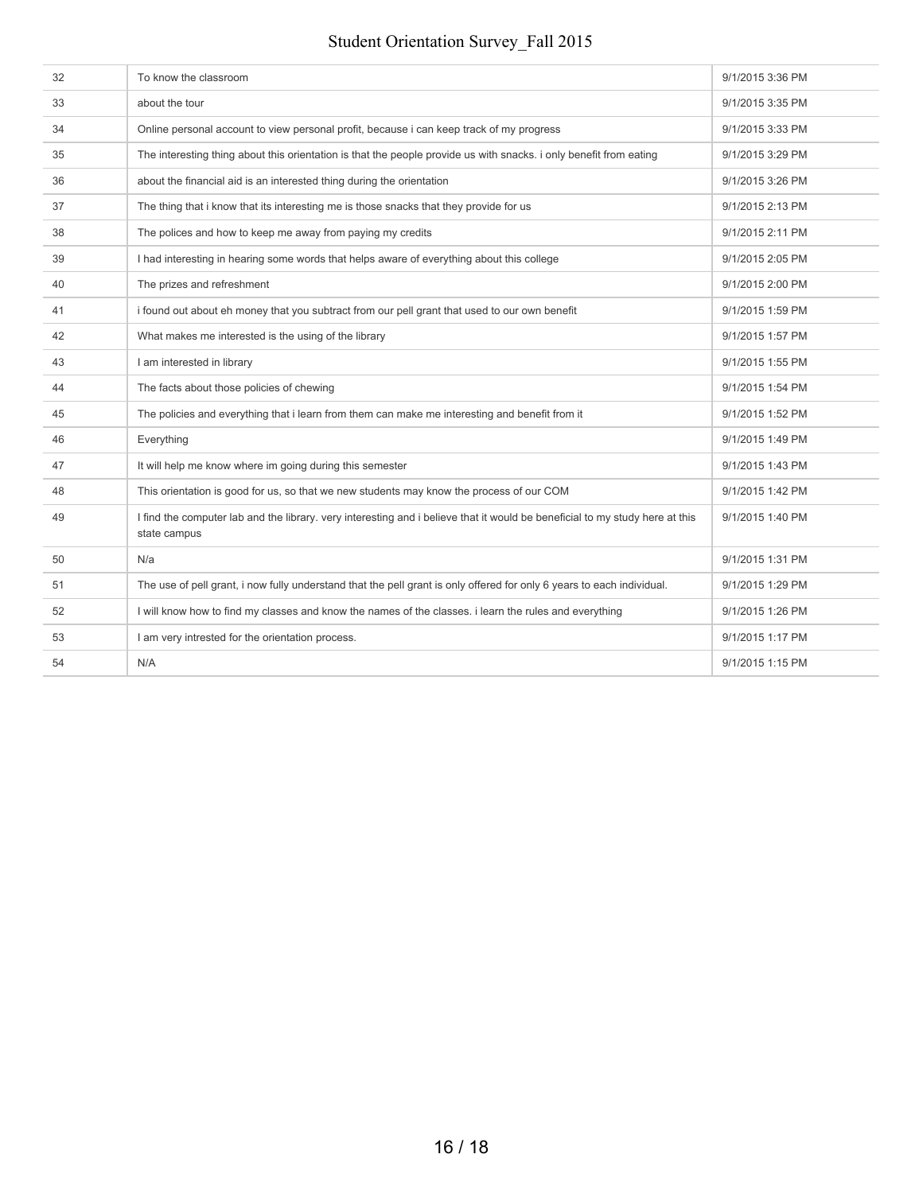| | | |
|---|---|---|
| 32 | To know the classroom | 9/1/2015 3:36 PM |
| 33 | about the tour | 9/1/2015 3:35 PM |
| 34 | Online personal account to view personal profit, because i can keep track of my progress | 9/1/2015 3:33 PM |
| 35 | The interesting thing about this orientation is that the people provide us with snacks. i only benefit from eating | 9/1/2015 3:29 PM |
| 36 | about the financial aid is an interested thing during the orientation | 9/1/2015 3:26 PM |
| 37 | The thing that i know that its interesting me is those snacks that they provide for us | 9/1/2015 2:13 PM |
| 38 | The polices and how to keep me away from paying my credits | 9/1/2015 2:11 PM |
| 39 | I had interesting in hearing some words that helps aware of everything about this college | 9/1/2015 2:05 PM |
| 40 | The prizes and refreshment | 9/1/2015 2:00 PM |
| 41 | i found out about eh money that you subtract from our pell grant that used to our own benefit | 9/1/2015 1:59 PM |
| 42 | What makes me interested is the using of the library | 9/1/2015 1:57 PM |
| 43 | I am interested in library | 9/1/2015 1:55 PM |
| 44 | The facts about those policies of chewing | 9/1/2015 1:54 PM |
| 45 | The policies and everything that i learn from them can make me interesting and benefit from it | 9/1/2015 1:52 PM |
| 46 | Everything | 9/1/2015 1:49 PM |
| 47 | It will help me know where im going during this semester | 9/1/2015 1:43 PM |
| 48 | This orientation is good for us, so that we new students may know the process of our COM | 9/1/2015 1:42 PM |
| 49 | I find the computer lab and the library. very interesting and i believe that it would be beneficial to my study here at this state campus | 9/1/2015 1:40 PM |
| 50 | N/a | 9/1/2015 1:31 PM |
| 51 | The use of pell grant, i now fully understand that the pell grant is only offered for only 6 years to each individual. | 9/1/2015 1:29 PM |
| 52 | I will know how to find my classes and know the names of the classes. i learn the rules and everything | 9/1/2015 1:26 PM |
| 53 | I am very intrested for the orientation process. | 9/1/2015 1:17 PM |
| 54 | N/A | 9/1/2015 1:15 PM |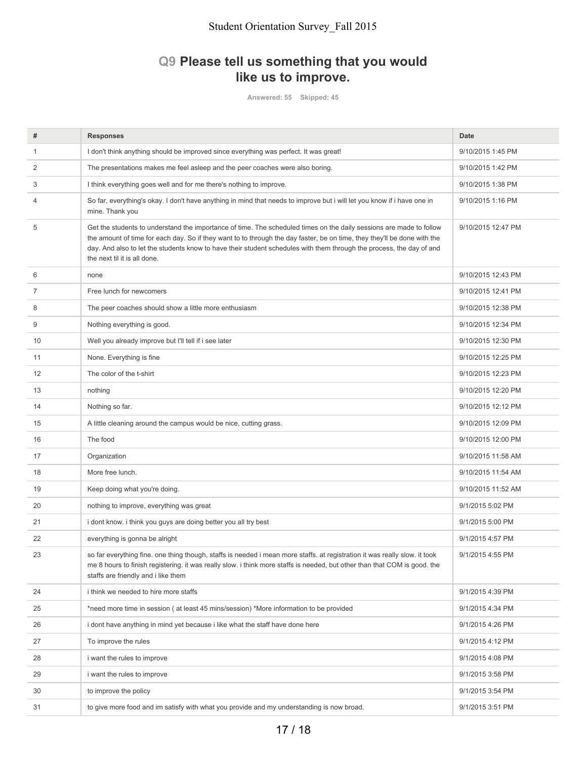## Q9 Please tell us something that you would like us to improve.

Answered: 55 Skipped: 45

| # | Responses | Date |
|---|---|---|
| 1 | I don't think anything should be improved since everything was perfect. It was great! | 9/10/2015 1:45 PM |
| 2 | The presentations makes me feel asleep and the peer coaches were also boring. | 9/10/2015 1:42 PM |
| 3 | I think everything goes well and for me there's nothing to improve. | 9/10/2015 1:38 PM |
| 4 | So far, everything's okay. I don't have anything in mind that needs to improve but i will let you know if i have one in mine. Thank you | 9/10/2015 1:16 PM |
| 5 | Get the students to understand the importance of time. The scheduled times on the daily sessions are made to follow the amount of time for each day. So if they want to to through the day faster, be on time, they they'll be done with the day. And also to let the students know to have their student schedules with them through the process, the day of and the next til it is all done. | 9/10/2015 12:47 PM |
| 6 | none | 9/10/2015 12:43 PM |
| 7 | Free lunch for newcomers | 9/10/2015 12:41 PM |
| 8 | The peer coaches should show a little more enthusiasm | 9/10/2015 12:38 PM |
| 9 | Nothing everything is good. | 9/10/2015 12:34 PM |
| 10 | Well you already improve but I'll tell if i see later | 9/10/2015 12:30 PM |
| 11 | None. Everything is fine | 9/10/2015 12:25 PM |
| 12 | The color of the t-shirt | 9/10/2015 12:23 PM |
| 13 | nothing | 9/10/2015 12:20 PM |
| 14 | Nothing so far. | 9/10/2015 12:12 PM |
| 15 | A little cleaning around the campus would be nice, cutting grass. | 9/10/2015 12:09 PM |
| 16 | The food | 9/10/2015 12:00 PM |
| 17 | Organization | 9/10/2015 11:58 AM |
| 18 | More free lunch. | 9/10/2015 11:54 AM |
| 19 | Keep doing what you're doing. | 9/10/2015 11:52 AM |
| 20 | nothing to improve, everything was great | 9/1/2015 5:02 PM |
| 21 | i dont know. i think you guys are doing better you all try best | 9/1/2015 5:00 PM |
| 22 | everything is gonna be alright | 9/1/2015 4:57 PM |
| 23 | so far everything fine. one thing though, staffs is needed i mean more staffs. at registration it was really slow. it took me 8 hours to finish registering. it was really slow. i think more staffs is needed, but other than that COM is good. the staffs are friendly and i like them | 9/1/2015 4:55 PM |
| 24 | i think we needed to hire more staffs | 9/1/2015 4:39 PM |
| 25 | *need more time in session ( at least 45 mins/session) *More information to be provided | 9/1/2015 4:34 PM |
| 26 | i dont have anything in mind yet because i like what the staff have done here | 9/1/2015 4:26 PM |
| 27 | To improve the rules | 9/1/2015 4:12 PM |
| 28 | i want the rules to improve | 9/1/2015 4:08 PM |
| 29 | i want the rules to improve | 9/1/2015 3:58 PM |
| 30 | to improve the policy | 9/1/2015 3:54 PM |
| 31 | to give more food and im satisfy with what you provide and my understanding is now broad. | 9/1/2015 3:51 PM |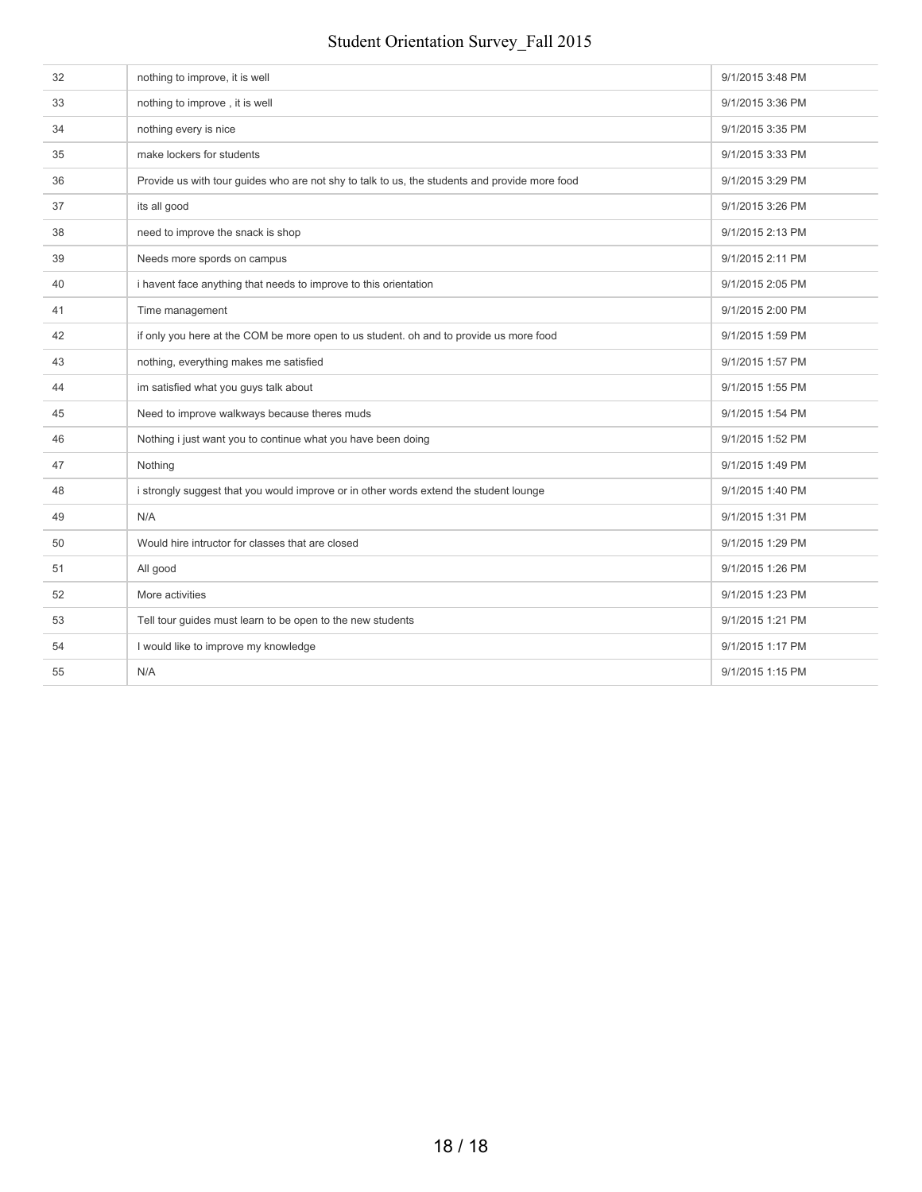| | | |
|---|---|---|
| 32 | nothing to improve, it is well | 9/1/2015 3:48 PM |
| 33 | nothing to improve , it is well | 9/1/2015 3:36 PM |
| 34 | nothing every is nice | 9/1/2015 3:35 PM |
| 35 | make lockers for students | 9/1/2015 3:33 PM |
| 36 | Provide us with tour guides who are not shy to talk to us, the students and provide more food | 9/1/2015 3:29 PM |
| 37 | its all good | 9/1/2015 3:26 PM |
| 38 | need to improve the snack is shop | 9/1/2015 2:13 PM |
| 39 | Needs more spords on campus | 9/1/2015 2:11 PM |
| 40 | i havent face anything that needs to improve to this orientation | 9/1/2015 2:05 PM |
| 41 | Time management | 9/1/2015 2:00 PM |
| 42 | if only you here at the COM be more open to us student. oh and to provide us more food | 9/1/2015 1:59 PM |
| 43 | nothing, everything makes me satisfied | 9/1/2015 1:57 PM |
| 44 | im satisfied what you guys talk about | 9/1/2015 1:55 PM |
| 45 | Need to improve walkways because theres muds | 9/1/2015 1:54 PM |
| 46 | Nothing i just want you to continue what you have been doing | 9/1/2015 1:52 PM |
| 47 | Nothing | 9/1/2015 1:49 PM |
| 48 | i strongly suggest that you would improve or in other words extend the student lounge | 9/1/2015 1:40 PM |
| 49 | N/A | 9/1/2015 1:31 PM |
| 50 | Would hire intructor for classes that are closed | 9/1/2015 1:29 PM |
| 51 | All good | 9/1/2015 1:26 PM |
| 52 | More activities | 9/1/2015 1:23 PM |
| 53 | Tell tour guides must learn to be open to the new students | 9/1/2015 1:21 PM |
| 54 | I would like to improve my knowledge | 9/1/2015 1:17 PM |
| 55 | N/A | 9/1/2015 1:15 PM |